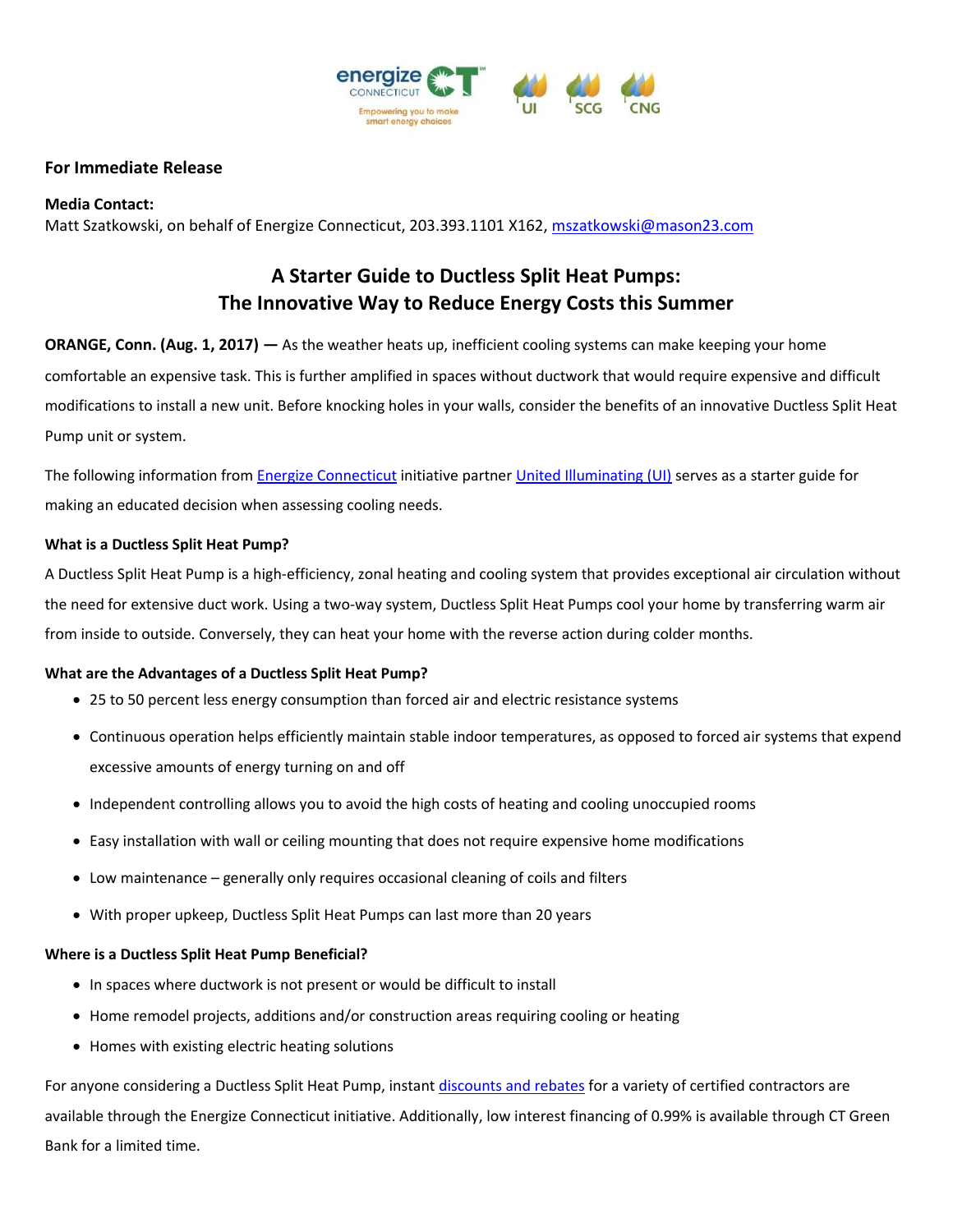**For Immediate Release**

**Media Contact:**
Matt Szatkowski, on behalf of Energize Connecticut, 203.393.1101 X162, mszatkowski@mason23.com

# A Starter Guide to Ductless Split Heat Pumps: The Innovative Way to Reduce Energy Costs this Summer

**ORANGE, Conn. (Aug. 1, 2017) —** As the weather heats up, inefficient cooling systems can make keeping your home comfortable an expensive task. This is further amplified in spaces without ductwork that would require expensive and difficult modifications to install a new unit. Before knocking holes in your walls, consider the benefits of an innovative Ductless Split Heat Pump unit or system.

The following information from Energize Connecticut initiative partner United Illuminating (UI) serves as a starter guide for making an educated decision when assessing cooling needs.

**What is a Ductless Split Heat Pump?**

A Ductless Split Heat Pump is a high-efficiency, zonal heating and cooling system that provides exceptional air circulation without the need for extensive duct work. Using a two-way system, Ductless Split Heat Pumps cool your home by transferring warm air from inside to outside. Conversely, they can heat your home with the reverse action during colder months.

**What are the Advantages of a Ductless Split Heat Pump?**

- 25 to 50 percent less energy consumption than forced air and electric resistance systems
- Continuous operation helps efficiently maintain stable indoor temperatures, as opposed to forced air systems that expend excessive amounts of energy turning on and off
- Independent controlling allows you to avoid the high costs of heating and cooling unoccupied rooms
- Easy installation with wall or ceiling mounting that does not require expensive home modifications
- Low maintenance – generally only requires occasional cleaning of coils and filters
- With proper upkeep, Ductless Split Heat Pumps can last more than 20 years

**Where is a Ductless Split Heat Pump Beneficial?**

- In spaces where ductwork is not present or would be difficult to install
- Home remodel projects, additions and/or construction areas requiring cooling or heating
- Homes with existing electric heating solutions

For anyone considering a Ductless Split Heat Pump, instant discounts and rebates for a variety of certified contractors are available through the Energize Connecticut initiative. Additionally, low interest financing of 0.99% is available through CT Green Bank for a limited time.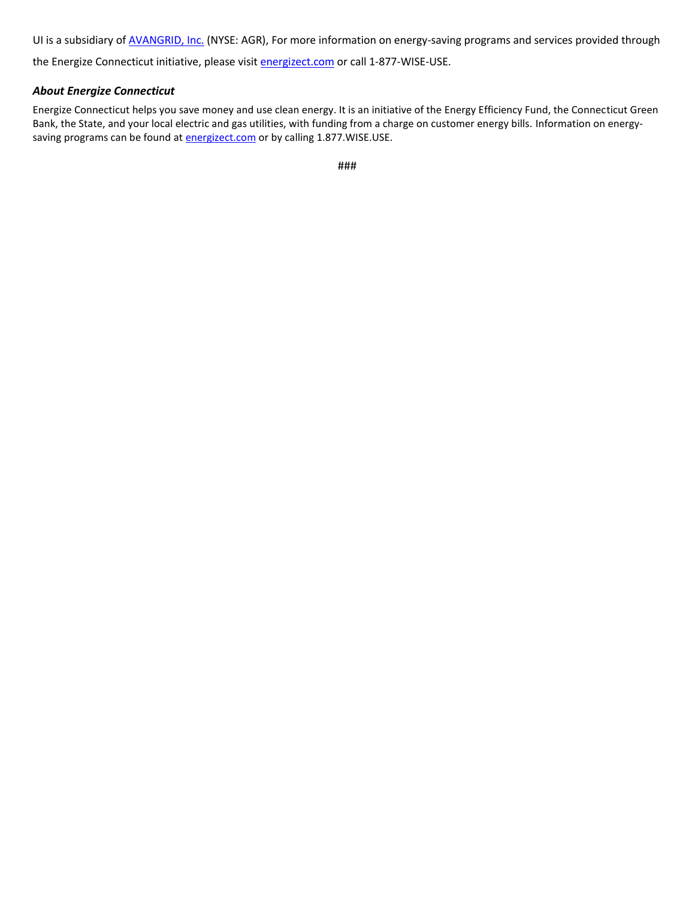UI is a subsidiary of AVANGRID, Inc. (NYSE: AGR), For more information on energy-saving programs and services provided through the Energize Connecticut initiative, please visit energizect.com or call 1-877-WISE-USE.

### *About Energize Connecticut*

Energize Connecticut helps you save money and use clean energy. It is an initiative of the Energy Efficiency Fund, the Connecticut Green Bank, the State, and your local electric and gas utilities, with funding from a charge on customer energy bills. Information on energy-saving programs can be found at energizect.com or by calling 1.877.WISE.USE.

###